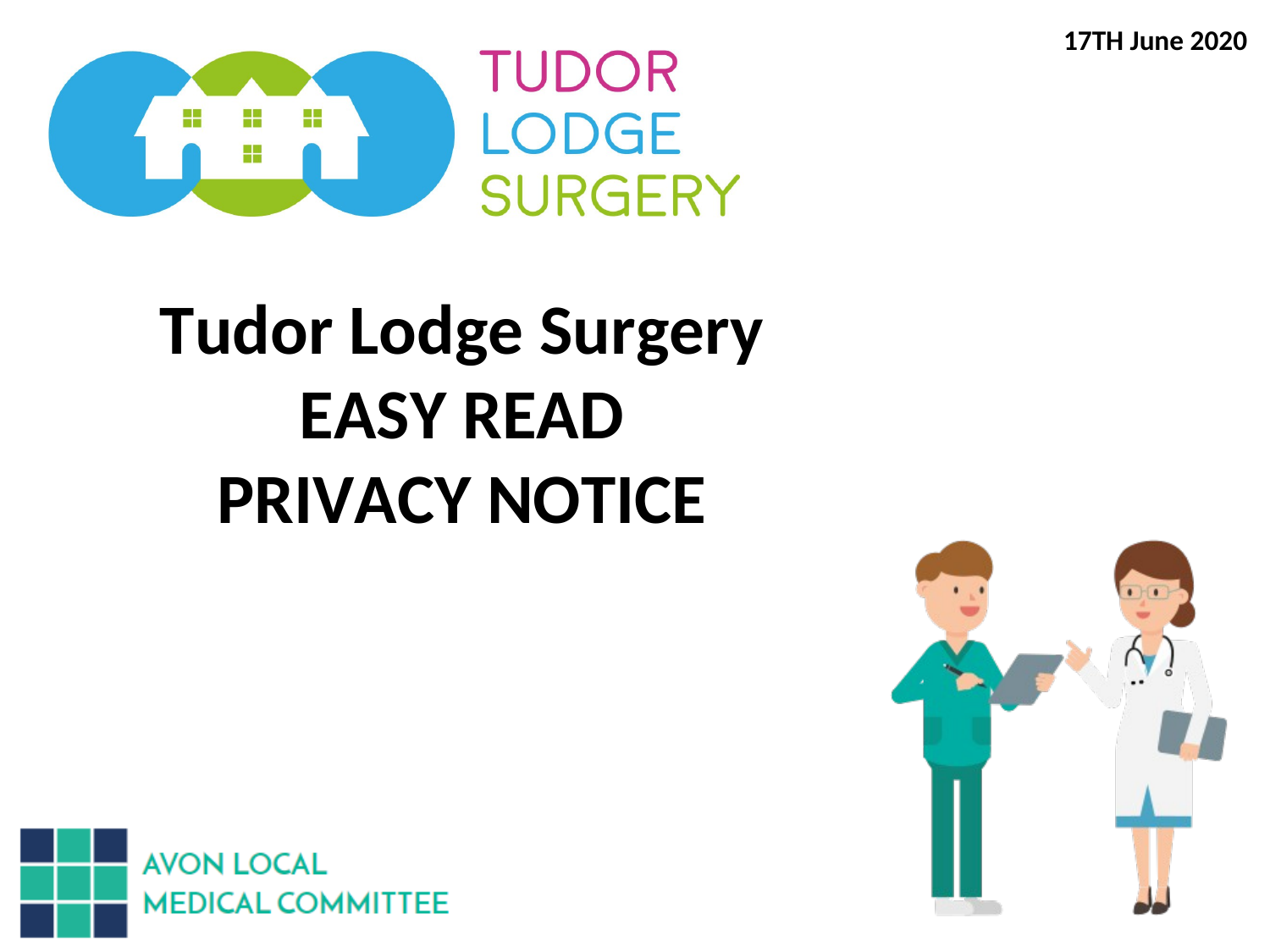17TH June 2020

TUDOR LODGE SURGERY

# Tudor Lodge Surgery
# EASY READ
# PRIVACY NOTICE

AVON LOCAL MEDICAL COMMITTEE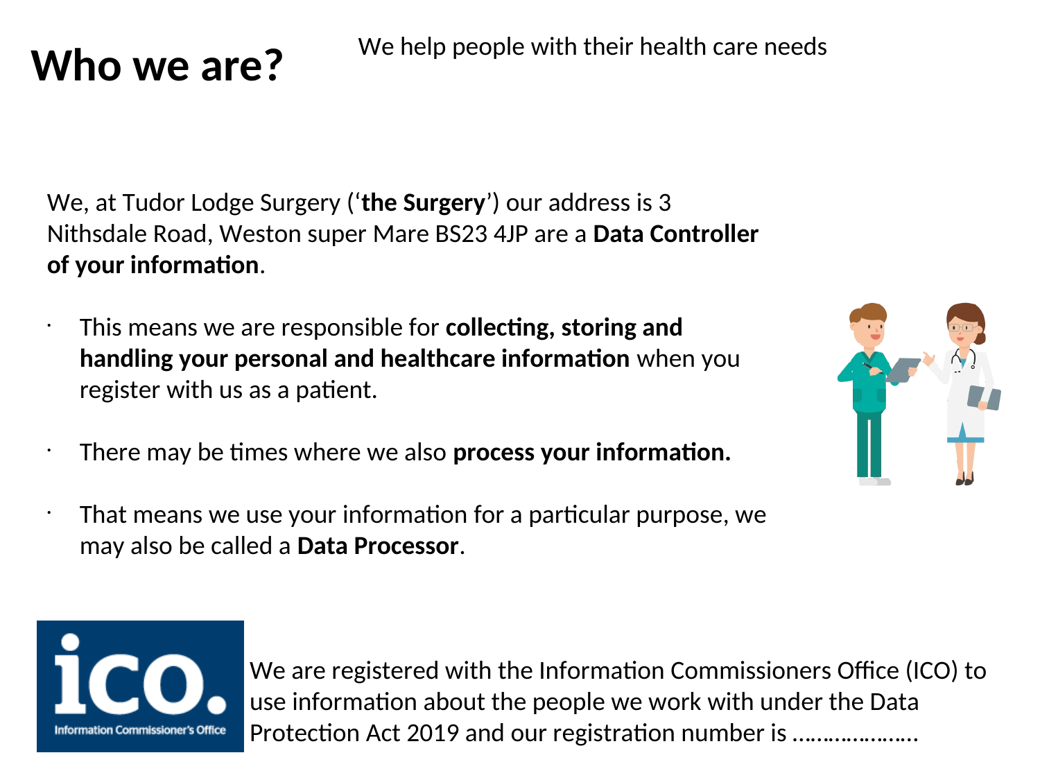# Who we are?

We help people with their health care needs

We, at Tudor Lodge Surgery (‘**the Surgery**’) our address is 3 Nithsdale Road, Weston super Mare BS23 4JP are a **Data Controller of your information**.

- This means we are responsible for **collecting, storing and handling your personal and healthcare information** when you register with us as a patient.
- There may be times where we also **process your information.**
- That means we use your information for a particular purpose, we may also be called a **Data Processor**.

We are registered with the Information Commissioners Office (ICO) to use information about the people we work with under the Data Protection Act 2019 and our registration number is ………………….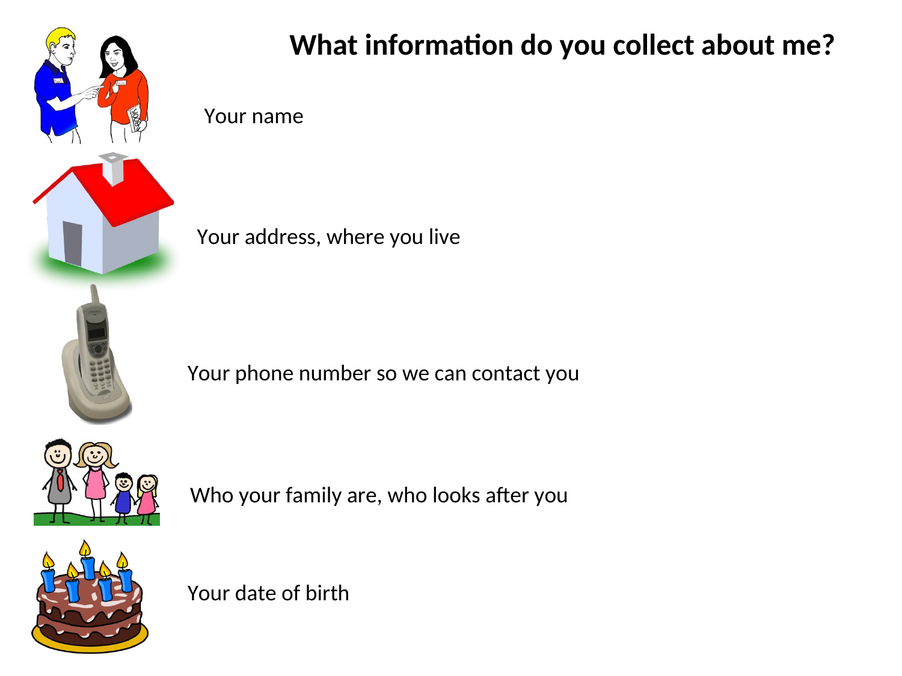# What information do you collect about me?

Your name

Your address, where you live

Your phone number so we can contact you

Who your family are, who looks after you

Your date of birth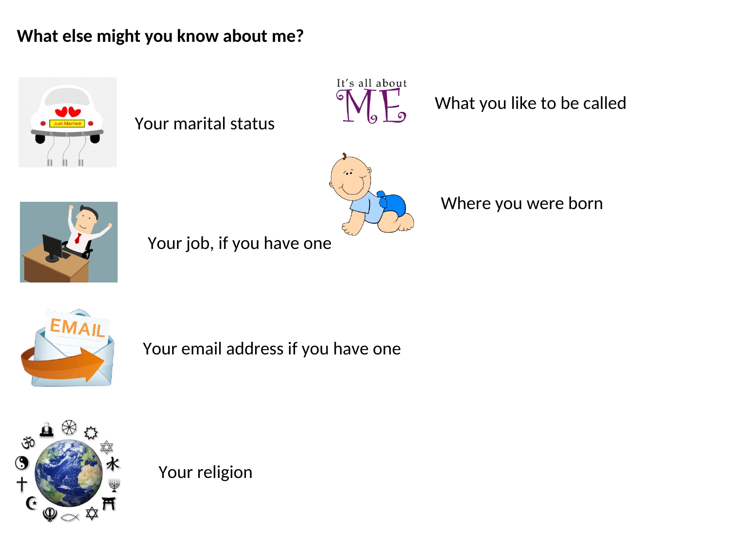**What else might you know about me?**

Your marital status

What you like to be called

Where you were born

Your job, if you have one

Your email address if you have one

Your religion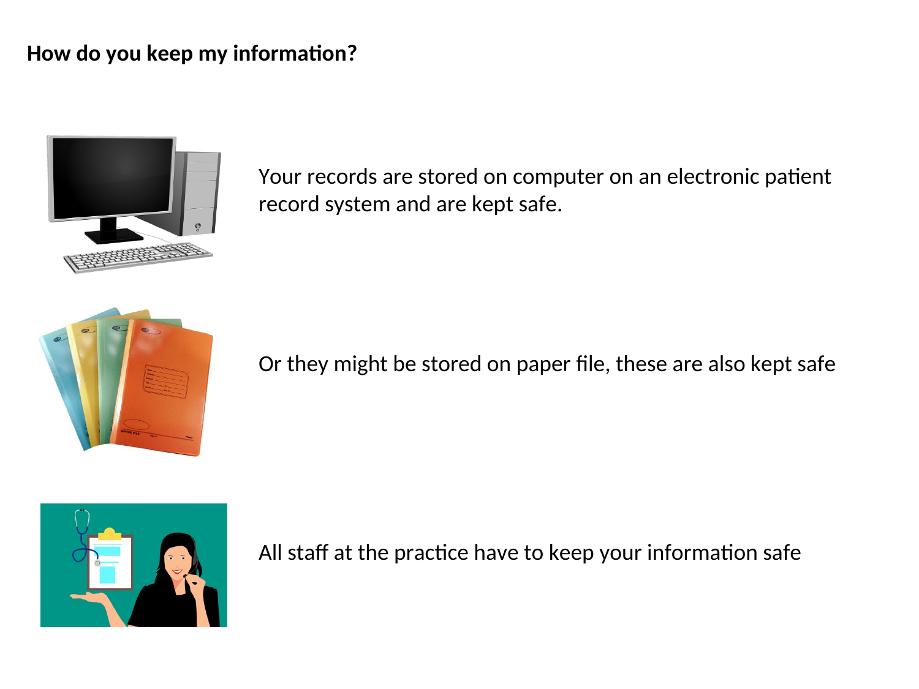**How do you keep my information?**

Your records are stored on computer on an electronic patient record system and are kept safe.

Or they might be stored on paper file, these are also kept safe

All staff at the practice have to keep your information safe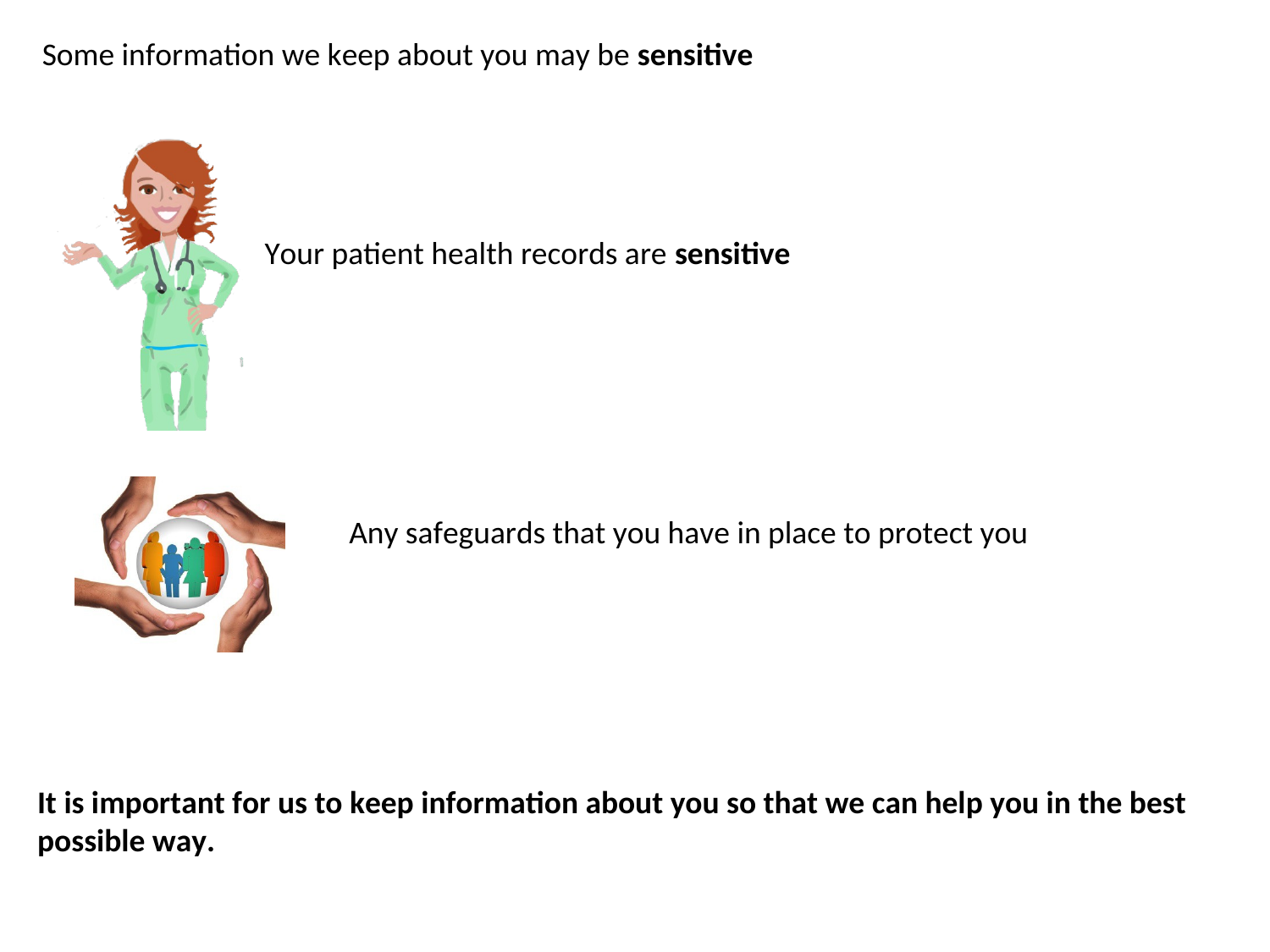Some information we keep about you may be **sensitive**

Your patient health records are **sensitive**

Any safeguards that you have in place to protect you

**It is important for us to keep information about you so that we can help you in the best possible way.**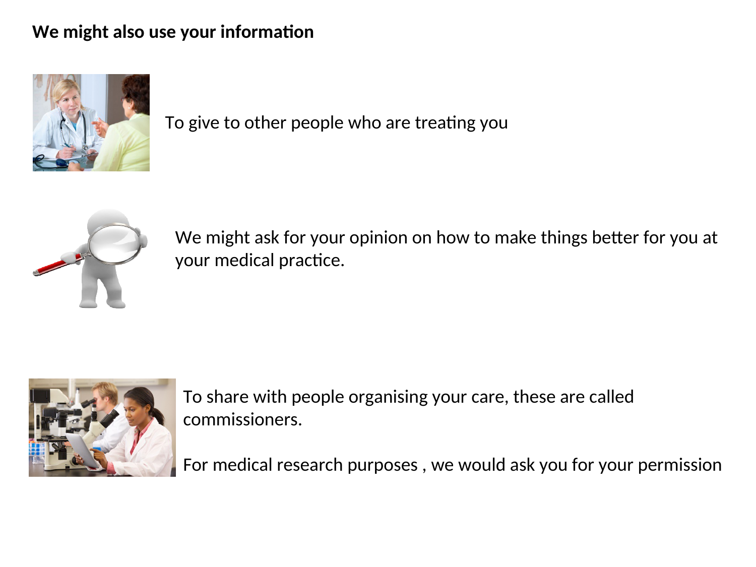**We might also use your information**

To give to other people who are treating you

We might ask for your opinion on how to make things better for you at your medical practice.

To share with people organising your care, these are called commissioners.

For medical research purposes , we would ask you for your permission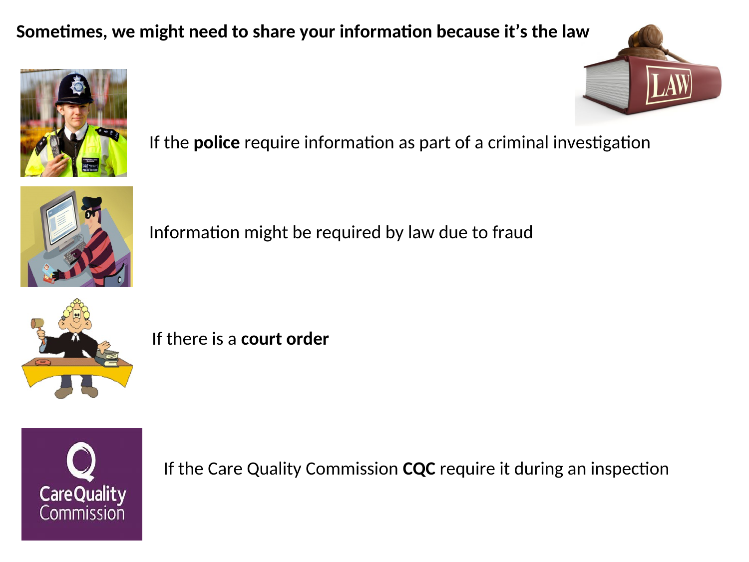**Sometimes, we might need to share your information because it's the law**

If the **police** require information as part of a criminal investigation

Information might be required by law due to fraud

If there is a **court order**

If the Care Quality Commission **CQC** require it during an inspection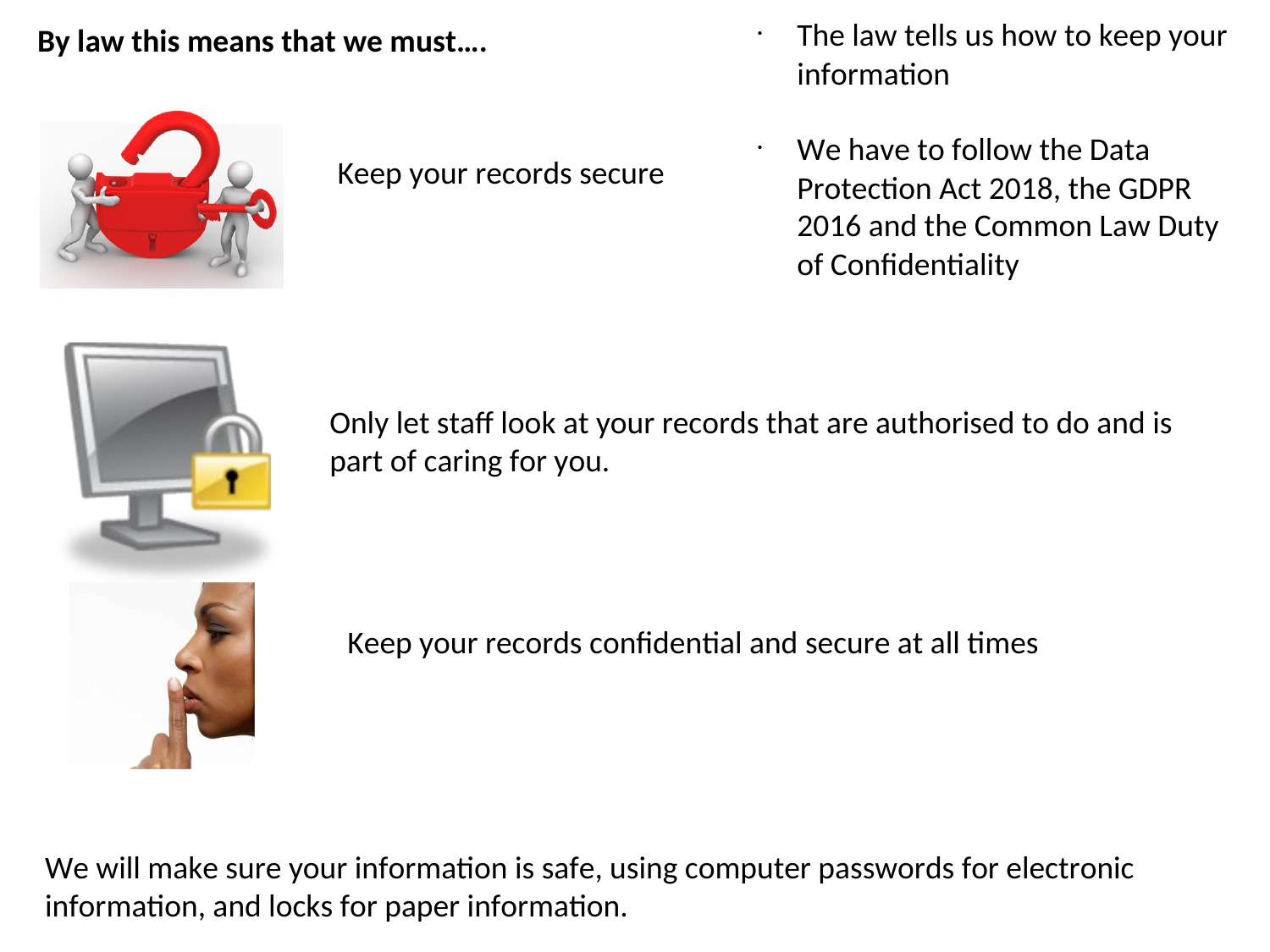**By law this means that we must….**

- The law tells us how to keep your information
- We have to follow the Data Protection Act 2018, the GDPR 2016 and the Common Law Duty of Confidentiality

Keep your records secure

Only let staff look at your records that are authorised to do and is part of caring for you.

Keep your records confidential and secure at all times

We will make sure your information is safe, using computer passwords for electronic information, and locks for paper information.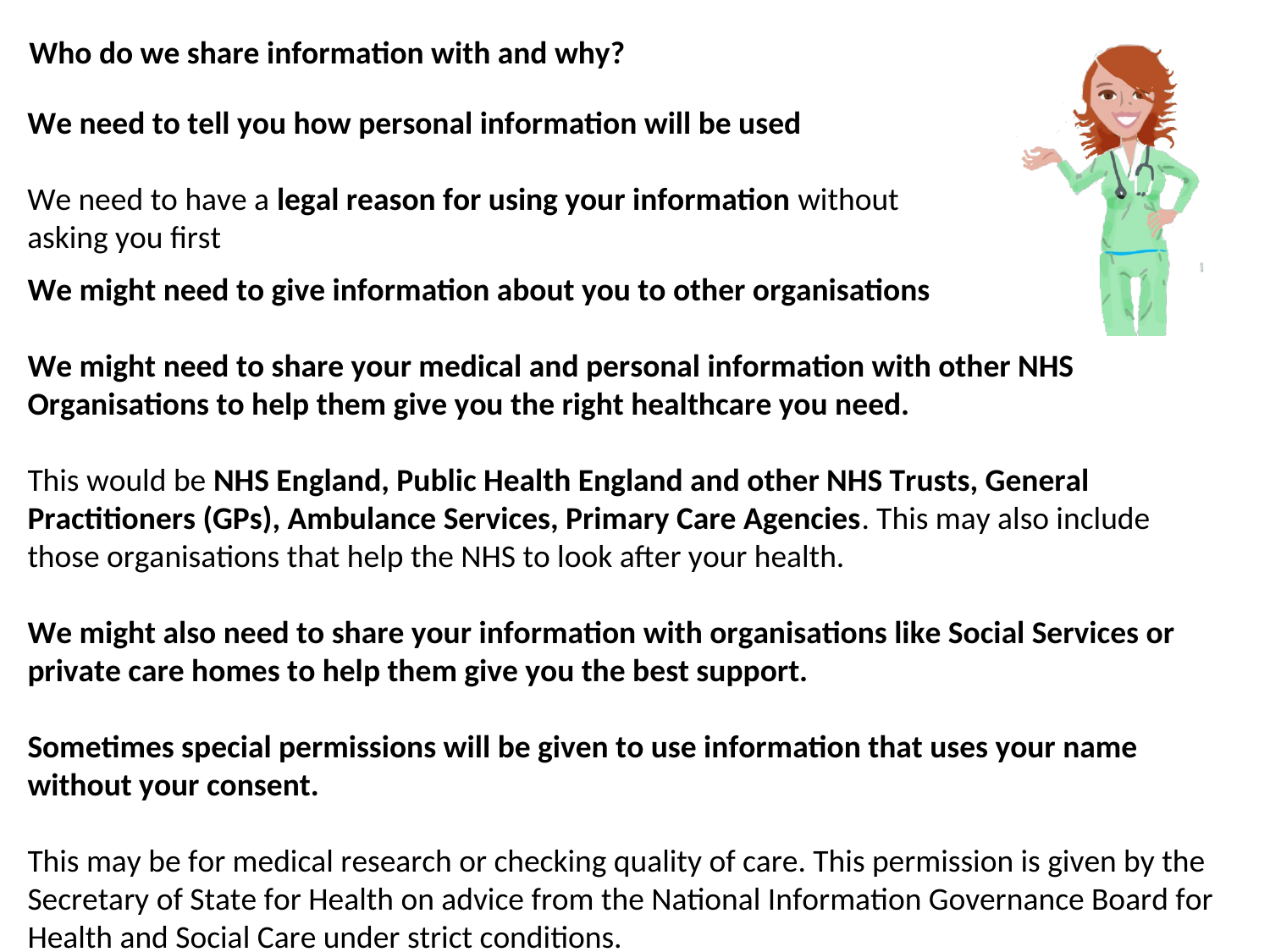## Who do we share information with and why?

**We need to tell you how personal information will be used**

We need to have a **legal reason for using your information** without asking you first

**We might need to give information about you to other organisations**

**We might need to share your medical and personal information with other NHS Organisations to help them give you the right healthcare you need.**

This would be **NHS England, Public Health England and other NHS Trusts, General Practitioners (GPs), Ambulance Services, Primary Care Agencies**. This may also include those organisations that help the NHS to look after your health.

**We might also need to share your information with organisations like Social Services or private care homes to help them give you the best support.**

**Sometimes special permissions will be given to use information that uses your name without your consent.**

This may be for medical research or checking quality of care. This permission is given by the Secretary of State for Health on advice from the National Information Governance Board for Health and Social Care under strict conditions.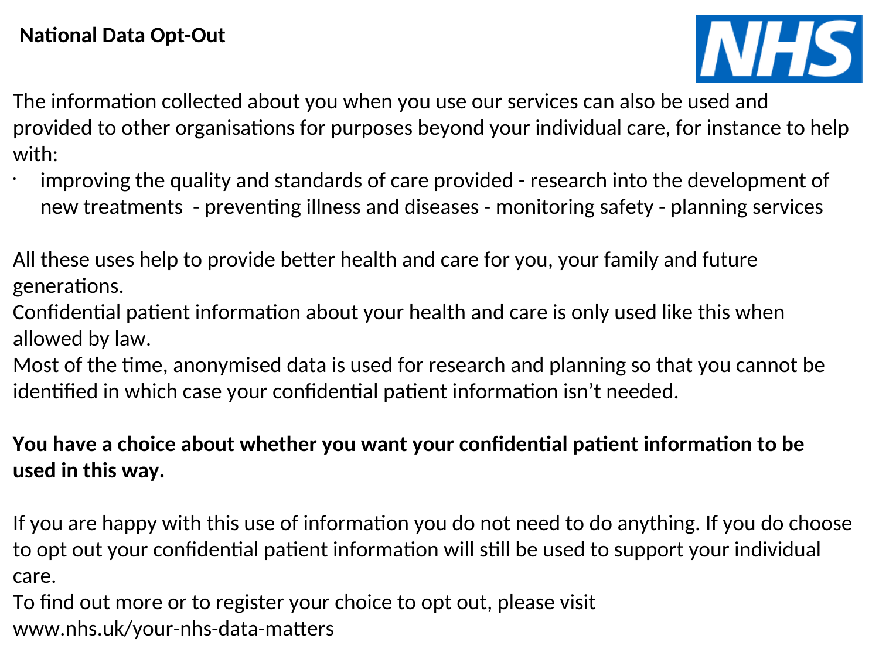**National Data Opt-Out**

The information collected about you when you use our services can also be used and provided to other organisations for purposes beyond your individual care, for instance to help with:

- improving the quality and standards of care provided - research into the development of new treatments - preventing illness and diseases - monitoring safety - planning services

All these uses help to provide better health and care for you, your family and future generations.
Confidential patient information about your health and care is only used like this when allowed by law.
Most of the time, anonymised data is used for research and planning so that you cannot be identified in which case your confidential patient information isn't needed.

**You have a choice about whether you want your confidential patient information to be used in this way.**

If you are happy with this use of information you do not need to do anything. If you do choose to opt out your confidential patient information will still be used to support your individual care.
To find out more or to register your choice to opt out, please visit www.nhs.uk/your-nhs-data-matters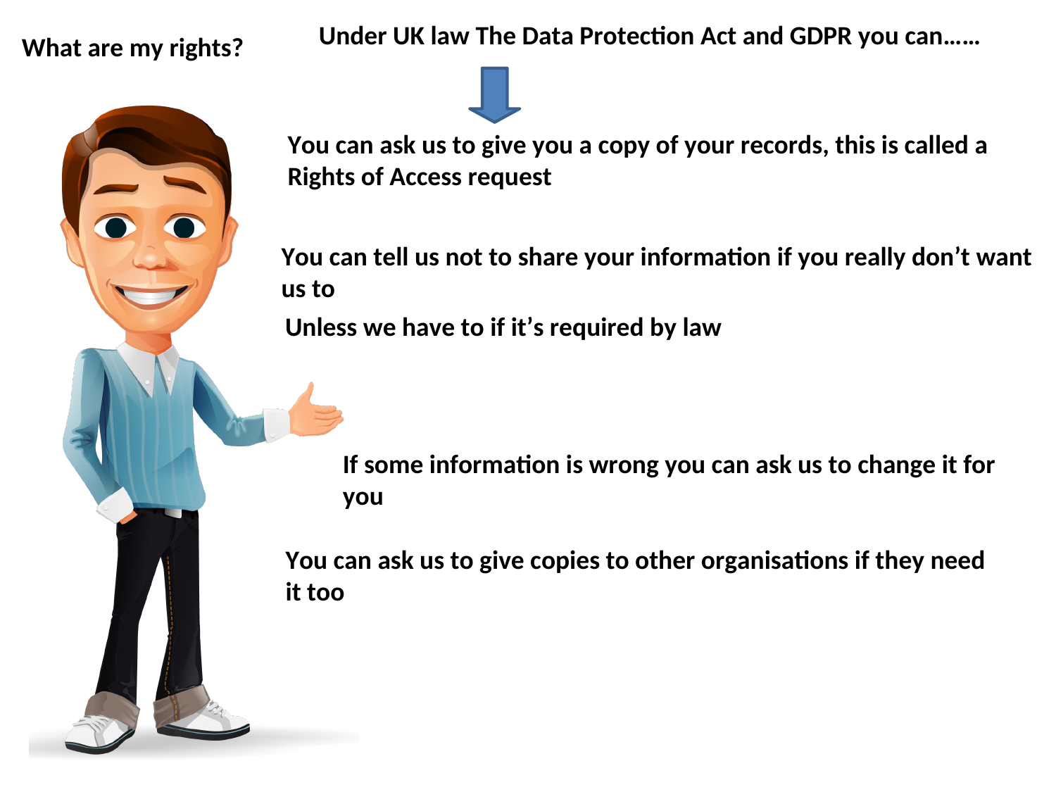**What are my rights?**

**Under UK law The Data Protection Act and GDPR you can……**

**You can ask us to give you a copy of your records, this is called a Rights of Access request**

**You can tell us not to share your information if you really don't want us to**

**Unless we have to if it's required by law**

**If some information is wrong you can ask us to change it for you**

**You can ask us to give copies to other organisations if they need it too**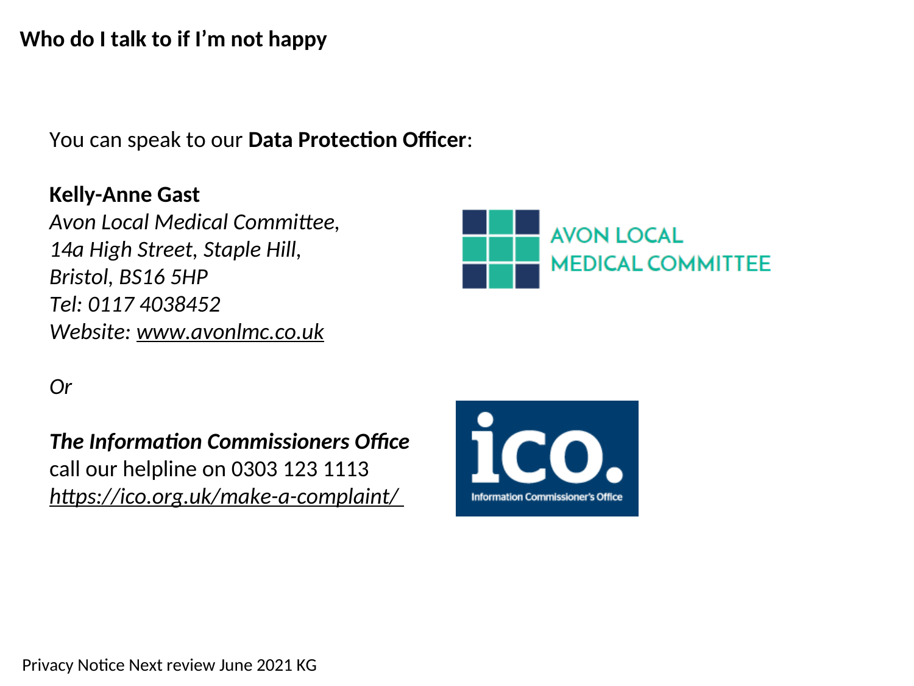## Who do I talk to if I'm not happy

You can speak to our **Data Protection Officer**:

**Kelly-Anne Gast**
*Avon Local Medical Committee,*
*14a High Street, Staple Hill,*
*Bristol, BS16 5HP*
*Tel: 0117 4038452*
*Website: www.avonlmc.co.uk*

AVON LOCAL MEDICAL COMMITTEE

*Or*

***The Information Commissioners Office***
call our helpline on 0303 123 1113
*https://ico.org.uk/make-a-complaint/*

ico. Information Commissioner's Office

Privacy Notice Next review June 2021 KG